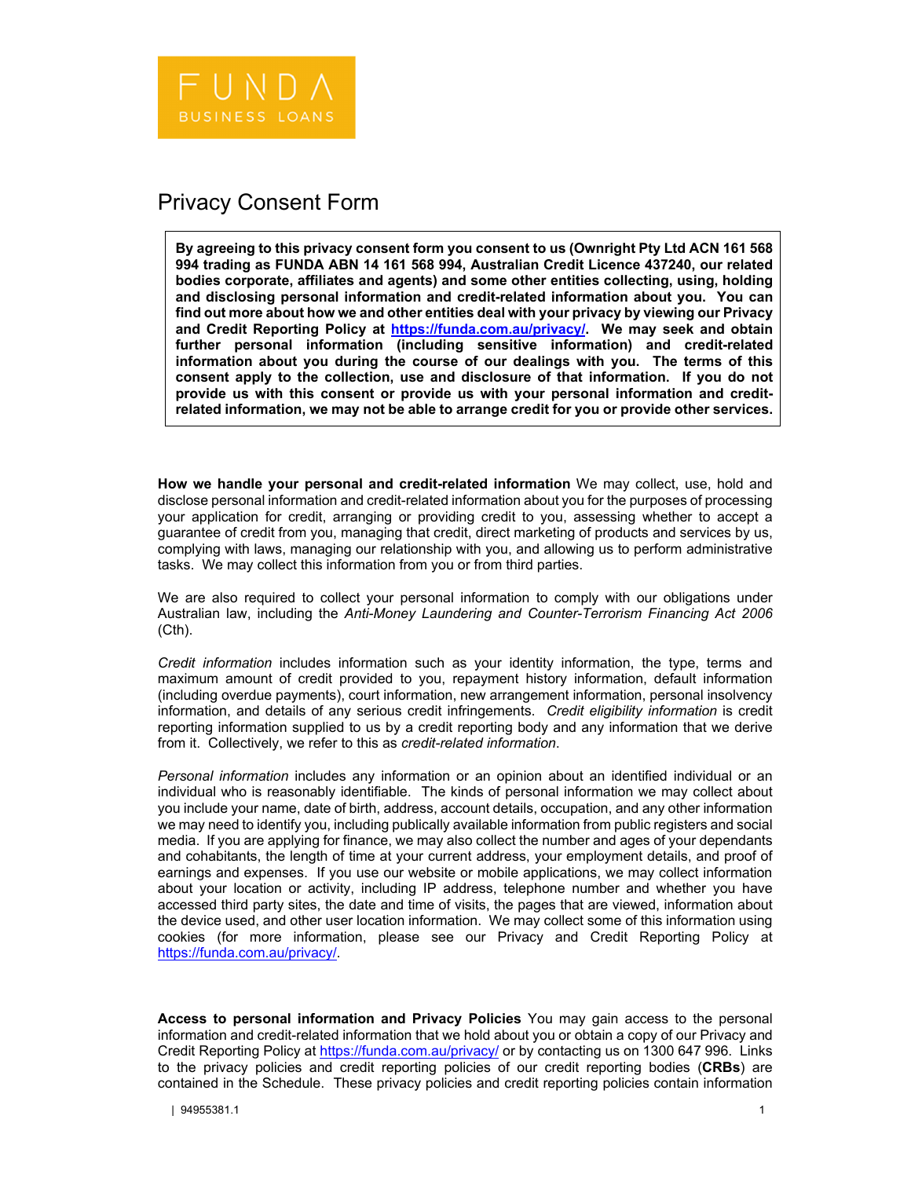FUNDA
BUSINESS LOANS

# Privacy Consent Form

**By agreeing to this privacy consent form you consent to us (Ownright Pty Ltd ACN 161 568 994 trading as FUNDA ABN 14 161 568 994, Australian Credit Licence 437240, our related bodies corporate, affiliates and agents) and some other entities collecting, using, holding and disclosing personal information and credit-related information about you. You can find out more about how we and other entities deal with your privacy by viewing our Privacy and Credit Reporting Policy at [https://funda.com.au/privacy/](https://funda.com.au/privacy/). We may seek and obtain further personal information (including sensitive information) and credit-related information about you during the course of our dealings with you. The terms of this consent apply to the collection, use and disclosure of that information. If you do not provide us with this consent or provide us with your personal information and credit-related information, we may not be able to arrange credit for you or provide other services.**

**How we handle your personal and credit-related information** We may collect, use, hold and disclose personal information and credit-related information about you for the purposes of processing your application for credit, arranging or providing credit to you, assessing whether to accept a guarantee of credit from you, managing that credit, direct marketing of products and services by us, complying with laws, managing our relationship with you, and allowing us to perform administrative tasks. We may collect this information from you or from third parties.

We are also required to collect your personal information to comply with our obligations under Australian law, including the *Anti-Money Laundering and Counter-Terrorism Financing Act 2006* (Cth).

*Credit information* includes information such as your identity information, the type, terms and maximum amount of credit provided to you, repayment history information, default information (including overdue payments), court information, new arrangement information, personal insolvency information, and details of any serious credit infringements. *Credit eligibility information* is credit reporting information supplied to us by a credit reporting body and any information that we derive from it. Collectively, we refer to this as *credit-related information*.

*Personal information* includes any information or an opinion about an identified individual or an individual who is reasonably identifiable. The kinds of personal information we may collect about you include your name, date of birth, address, account details, occupation, and any other information we may need to identify you, including publically available information from public registers and social media. If you are applying for finance, we may also collect the number and ages of your dependants and cohabitants, the length of time at your current address, your employment details, and proof of earnings and expenses. If you use our website or mobile applications, we may collect information about your location or activity, including IP address, telephone number and whether you have accessed third party sites, the date and time of visits, the pages that are viewed, information about the device used, and other user location information. We may collect some of this information using cookies (for more information, please see our Privacy and Credit Reporting Policy at [https://funda.com.au/privacy/](https://funda.com.au/privacy/).

**Access to personal information and Privacy Policies** You may gain access to the personal information and credit-related information that we hold about you or obtain a copy of our Privacy and Credit Reporting Policy at [https://funda.com.au/privacy/](https://funda.com.au/privacy/) or by contacting us on 1300 647 996. Links to the privacy policies and credit reporting policies of our credit reporting bodies (**CRBs**) are contained in the Schedule. These privacy policies and credit reporting policies contain information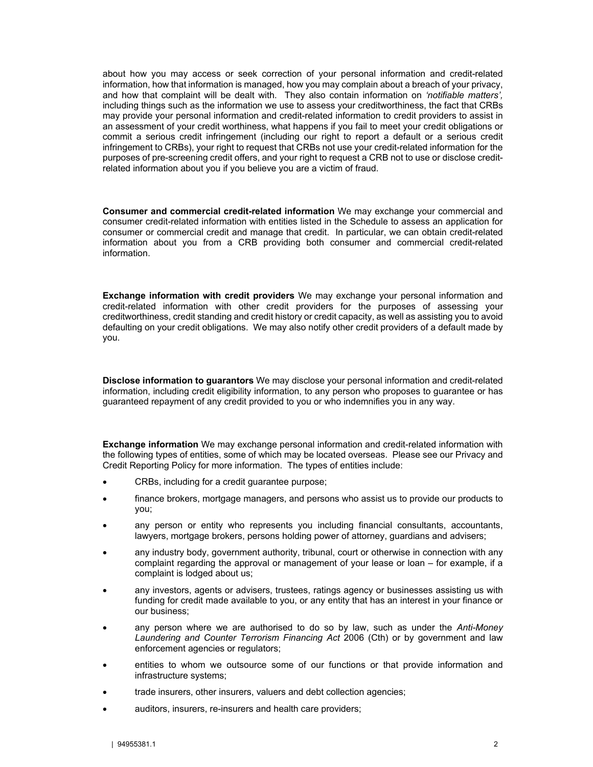about how you may access or seek correction of your personal information and credit-related information, how that information is managed, how you may complain about a breach of your privacy, and how that complaint will be dealt with. They also contain information on *'notifiable matters',* including things such as the information we use to assess your creditworthiness, the fact that CRBs may provide your personal information and credit-related information to credit providers to assist in an assessment of your credit worthiness, what happens if you fail to meet your credit obligations or commit a serious credit infringement (including our right to report a default or a serious credit infringement to CRBs), your right to request that CRBs not use your credit-related information for the purposes of pre-screening credit offers, and your right to request a CRB not to use or disclose credit-related information about you if you believe you are a victim of fraud.

**Consumer and commercial credit-related information** We may exchange your commercial and consumer credit-related information with entities listed in the Schedule to assess an application for consumer or commercial credit and manage that credit. In particular, we can obtain credit-related information about you from a CRB providing both consumer and commercial credit-related information.

**Exchange information with credit providers** We may exchange your personal information and credit-related information with other credit providers for the purposes of assessing your creditworthiness, credit standing and credit history or credit capacity, as well as assisting you to avoid defaulting on your credit obligations. We may also notify other credit providers of a default made by you.

**Disclose information to guarantors** We may disclose your personal information and credit-related information, including credit eligibility information, to any person who proposes to guarantee or has guaranteed repayment of any credit provided to you or who indemnifies you in any way.

**Exchange information** We may exchange personal information and credit-related information with the following types of entities, some of which may be located overseas. Please see our Privacy and Credit Reporting Policy for more information. The types of entities include:

- CRBs, including for a credit guarantee purpose;
- finance brokers, mortgage managers, and persons who assist us to provide our products to you;
- any person or entity who represents you including financial consultants, accountants, lawyers, mortgage brokers, persons holding power of attorney, guardians and advisers;
- any industry body, government authority, tribunal, court or otherwise in connection with any complaint regarding the approval or management of your lease or loan – for example, if a complaint is lodged about us;
- any investors, agents or advisers, trustees, ratings agency or businesses assisting us with funding for credit made available to you, or any entity that has an interest in your finance or our business;
- any person where we are authorised to do so by law, such as under the *Anti-Money Laundering and Counter Terrorism Financing Act* 2006 (Cth) or by government and law enforcement agencies or regulators;
- entities to whom we outsource some of our functions or that provide information and infrastructure systems;
- trade insurers, other insurers, valuers and debt collection agencies;
- auditors, insurers, re-insurers and health care providers;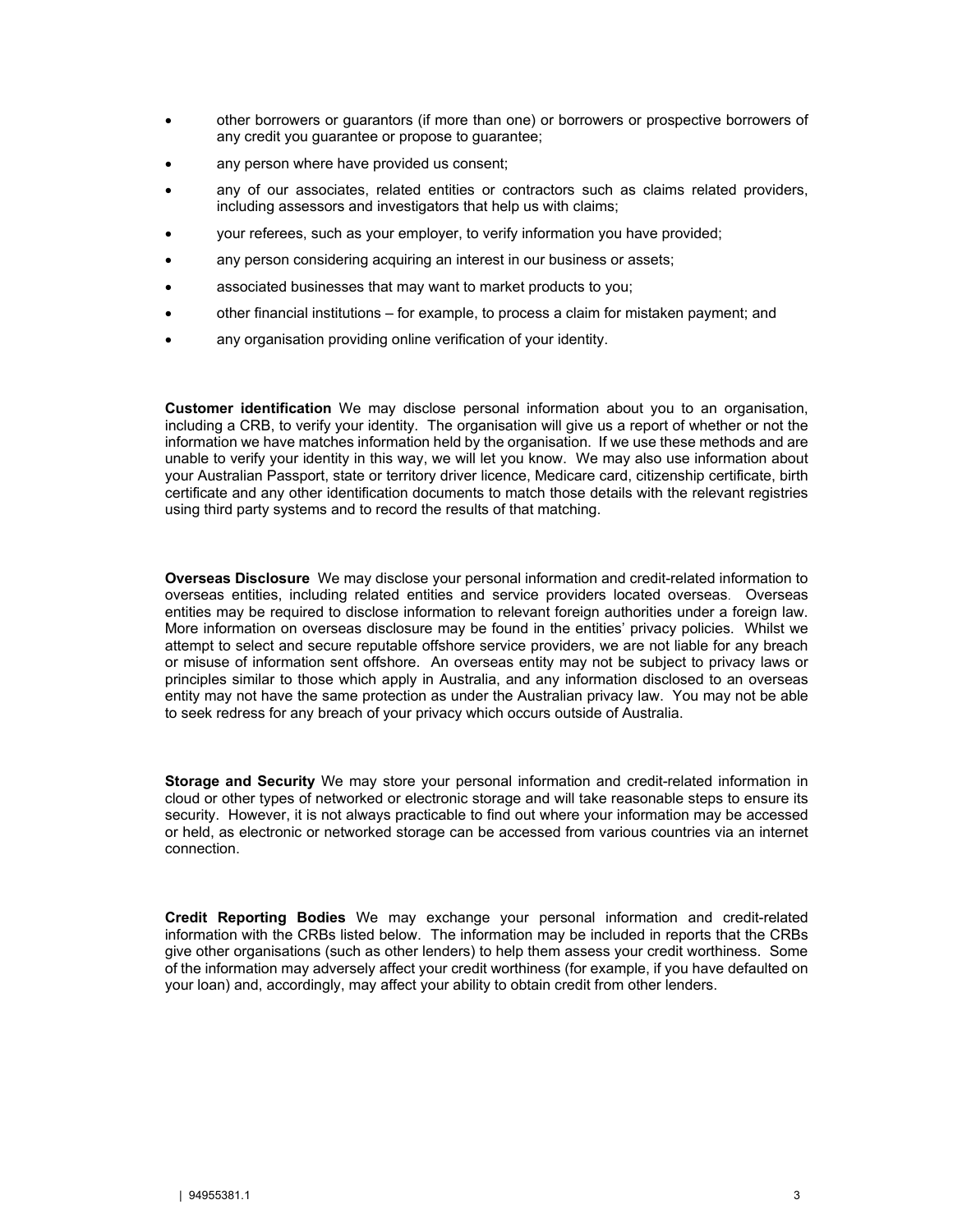- other borrowers or guarantors (if more than one) or borrowers or prospective borrowers of any credit you guarantee or propose to guarantee;
- any person where have provided us consent;
- any of our associates, related entities or contractors such as claims related providers, including assessors and investigators that help us with claims;
- your referees, such as your employer, to verify information you have provided;
- any person considering acquiring an interest in our business or assets;
- associated businesses that may want to market products to you;
- other financial institutions – for example, to process a claim for mistaken payment; and
- any organisation providing online verification of your identity.

**Customer identification** We may disclose personal information about you to an organisation, including a CRB, to verify your identity. The organisation will give us a report of whether or not the information we have matches information held by the organisation. If we use these methods and are unable to verify your identity in this way, we will let you know. We may also use information about your Australian Passport, state or territory driver licence, Medicare card, citizenship certificate, birth certificate and any other identification documents to match those details with the relevant registries using third party systems and to record the results of that matching.

**Overseas Disclosure** We may disclose your personal information and credit-related information to overseas entities, including related entities and service providers located overseas. Overseas entities may be required to disclose information to relevant foreign authorities under a foreign law. More information on overseas disclosure may be found in the entities' privacy policies. Whilst we attempt to select and secure reputable offshore service providers, we are not liable for any breach or misuse of information sent offshore. An overseas entity may not be subject to privacy laws or principles similar to those which apply in Australia, and any information disclosed to an overseas entity may not have the same protection as under the Australian privacy law. You may not be able to seek redress for any breach of your privacy which occurs outside of Australia.

**Storage and Security** We may store your personal information and credit-related information in cloud or other types of networked or electronic storage and will take reasonable steps to ensure its security. However, it is not always practicable to find out where your information may be accessed or held, as electronic or networked storage can be accessed from various countries via an internet connection.

**Credit Reporting Bodies** We may exchange your personal information and credit-related information with the CRBs listed below. The information may be included in reports that the CRBs give other organisations (such as other lenders) to help them assess your credit worthiness. Some of the information may adversely affect your credit worthiness (for example, if you have defaulted on your loan) and, accordingly, may affect your ability to obtain credit from other lenders.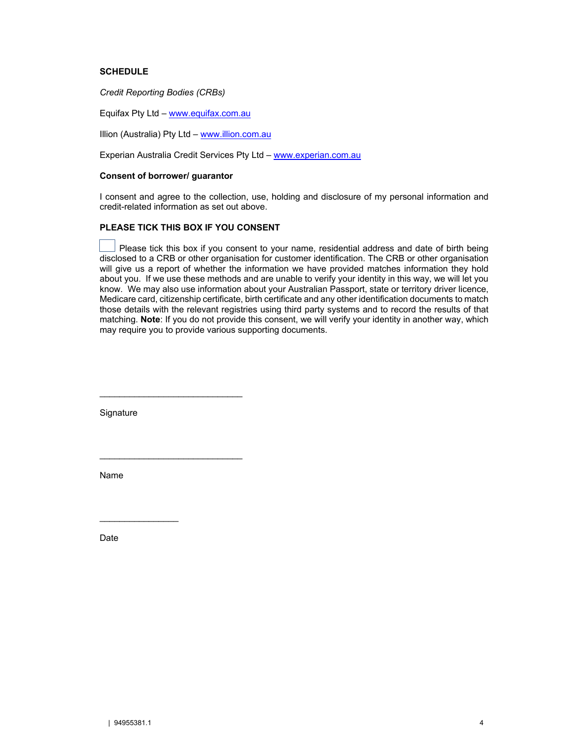**SCHEDULE**

*Credit Reporting Bodies (CRBs)*

Equifax Pty Ltd – www.equifax.com.au

Illion (Australia) Pty Ltd – www.illion.com.au

Experian Australia Credit Services Pty Ltd – www.experian.com.au

**Consent of borrower/ guarantor**

I consent and agree to the collection, use, holding and disclosure of my personal information and credit-related information as set out above.

**PLEASE TICK THIS BOX IF YOU CONSENT**

☐ Please tick this box if you consent to your name, residential address and date of birth being disclosed to a CRB or other organisation for customer identification. The CRB or other organisation will give us a report of whether the information we have provided matches information they hold about you. If we use these methods and are unable to verify your identity in this way, we will let you know. We may also use information about your Australian Passport, state or territory driver licence, Medicare card, citizenship certificate, birth certificate and any other identification documents to match those details with the relevant registries using third party systems and to record the results of that matching. **Note**: If you do not provide this consent, we will verify your identity in another way, which may require you to provide various supporting documents.

\_\_\_\_\_\_\_\_\_\_\_\_\_\_\_\_\_\_\_\_\_\_\_\_\_\_\_\_\_\_

Signature

\_\_\_\_\_\_\_\_\_\_\_\_\_\_\_\_\_\_\_\_\_\_\_\_\_\_\_\_\_\_

Name

\_\_\_\_\_\_\_\_\_\_\_\_\_\_\_\_\_

Date